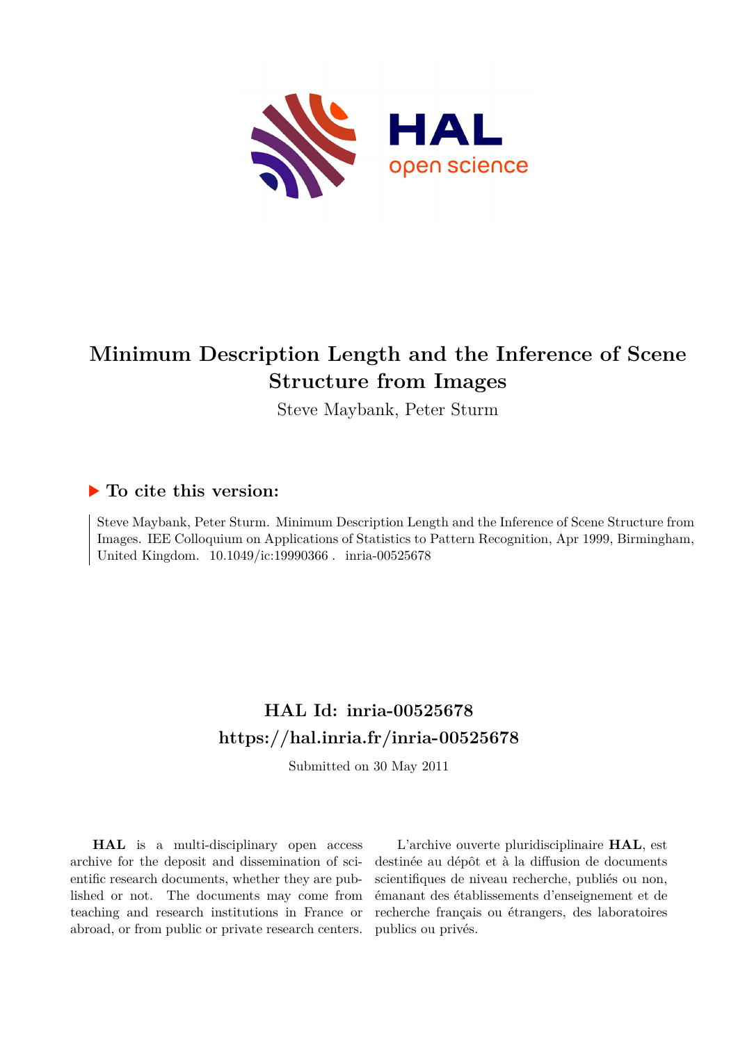# Minimum Description Length and the Inference of Scene Structure from Images

Steve Maybank, Peter Sturm

## ▶ To cite this version:

Steve Maybank, Peter Sturm. Minimum Description Length and the Inference of Scene Structure from Images. IEE Colloquium on Applications of Statistics to Pattern Recognition, Apr 1999, Birmingham, United Kingdom. 10.1049/ic:19990366 . inria-00525678

## HAL Id: inria-00525678
## https://hal.inria.fr/inria-00525678

Submitted on 30 May 2011

**HAL** is a multi-disciplinary open access archive for the deposit and dissemination of scientific research documents, whether they are published or not. The documents may come from teaching and research institutions in France or abroad, or from public or private research centers.

L'archive ouverte pluridisciplinaire **HAL**, est destinée au dépôt et à la diffusion de documents scientifiques de niveau recherche, publiés ou non, émanant des établissements d'enseignement et de recherche français ou étrangers, des laboratoires publics ou privés.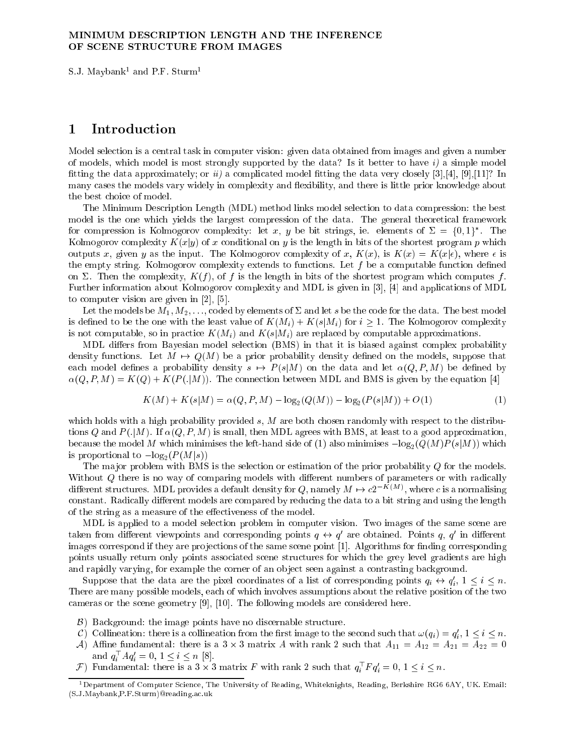MINIMUM DESCRIPTION LENGTH AND THE INFERENCE OF SCENE STRUCTURE FROM IMAGES

S.J. Maybank[1] and P.F. Sturm[1]

# 1 Introduction

Model selection is a central task in computer vision: given data obtained from images and given a number of models, which model is most strongly supported by the data? Is it better to have *i)* a simple model fitting the data approximately; or *ii)* a complicated model fitting the data very closely [3],[4], [9],[11]? In many cases the models vary widely in complexity and flexibility, and there is little prior knowledge about the best choice of model.

The Minimum Description Length (MDL) method links model selection to data compression: the best model is the one which yields the largest compression of the data. The general theoretical framework for compression is Kolmogorov complexity: let $x$, $y$ be bit strings, ie. elements of $\Sigma = \{0,1\}^*$. The Kolmogorov complexity $K(x|y)$ of $x$ conditional on $y$ is the length in bits of the shortest program $p$ which outputs $x$, given $y$ as the input. The Kolmogorov complexity of $x$, $K(x)$, is $K(x) = K(x|\epsilon)$, where $\epsilon$ is the empty string. Kolmogorov complexity extends to functions. Let $f$ be a computable function defined on $\Sigma$. Then the complexity, $K(f)$, of $f$ is the length in bits of the shortest program which computes $f$. Further information about Kolmogorov complexity and MDL is given in [3], [4] and applications of MDL to computer vision are given in [2], [5].

Let the models be $M_1, M_2, \ldots$, coded by elements of $\Sigma$ and let $s$ be the code for the data. The best model is defined to be the one with the least value of $K(M_i) + K(s|M_i)$ for $i \geq 1$. The Kolmogorov complexity is not computable, so in practice $K(M_i)$ and $K(s|M_i)$ are replaced by computable approximations.

MDL differs from Bayesian model selection (BMS) in that it is biased against complex probability density functions. Let $M \mapsto Q(M)$ be a prior probability density defined on the models, suppose that each model defines a probability density $s \mapsto P(s|M)$ on the data and let $\alpha(Q, P, M)$ be defined by $\alpha(Q, P, M) = K(Q) + K(P(.|M))$. The connection between MDL and BMS is given by the equation [4]

$$K(M) + K(s|M) = \alpha(Q, P, M) - \log_2(Q(M)) - \log_2(P(s|M)) + O(1) \tag{1}$$

which holds with a high probability provided $s$, $M$ are both chosen randomly with respect to the distributions $Q$ and $P(.|M)$. If $\alpha(Q, P, M)$ is small, then MDL agrees with BMS, at least to a good approximation, because the model $M$ which minimises the left-hand side of (1) also minimises $-\log_2(Q(M)P(s|M))$ which is proportional to $-\log_2(P(M|s))$

The major problem with BMS is the selection or estimation of the prior probability $Q$ for the models. Without $Q$ there is no way of comparing models with different numbers of parameters or with radically different structures. MDL provides a default density for $Q$, namely $M \mapsto c2^{-K(M)}$, where $c$ is a normalising constant. Radically different models are compared by reducing the data to a bit string and using the length of the string as a measure of the effectiveness of the model.

MDL is applied to a model selection problem in computer vision. Two images of the same scene are taken from different viewpoints and corresponding points $q \leftrightarrow q'$ are obtained. Points $q$, $q'$ in different images correspond if they are projections of the same scene point [1]. Algorithms for finding corresponding points usually return only points associated scene structures for which the grey level gradients are high and rapidly varying, for example the corner of an object seen against a contrasting background.

Suppose that the data are the pixel coordinates of a list of corresponding points $q_i \leftrightarrow q'_i$, $1 \leq i \leq n$. There are many possible models, each of which involves assumptions about the relative position of the two cameras or the scene geometry [9], [10]. The following models are considered here.

$\mathcal{B}$) Background: the image points have no discernable structure.

$\mathcal{C}$) Collineation: there is a collineation from the first image to the second such that $\omega(q_i) = q'_i$, $1 \leq i \leq n$.

$\mathcal{A}$) Affine fundamental: there is a $3 \times 3$ matrix $A$ with rank 2 such that $A_{11} = A_{12} = A_{21} = A_{22} = 0$ and $q_i^\top A q'_i = 0$, $1 \leq i \leq n$ [8].

$\mathcal{F}$) Fundamental: there is a $3 \times 3$ matrix $F$ with rank 2 such that $q_i^\top F q'_i = 0$, $1 \leq i \leq n$.

[1] Department of Computer Science, The University of Reading, Whiteknights, Reading, Berkshire RG6 6AY, UK. Email: (S.J.Maybank,P.F.Sturm)@reading.ac.uk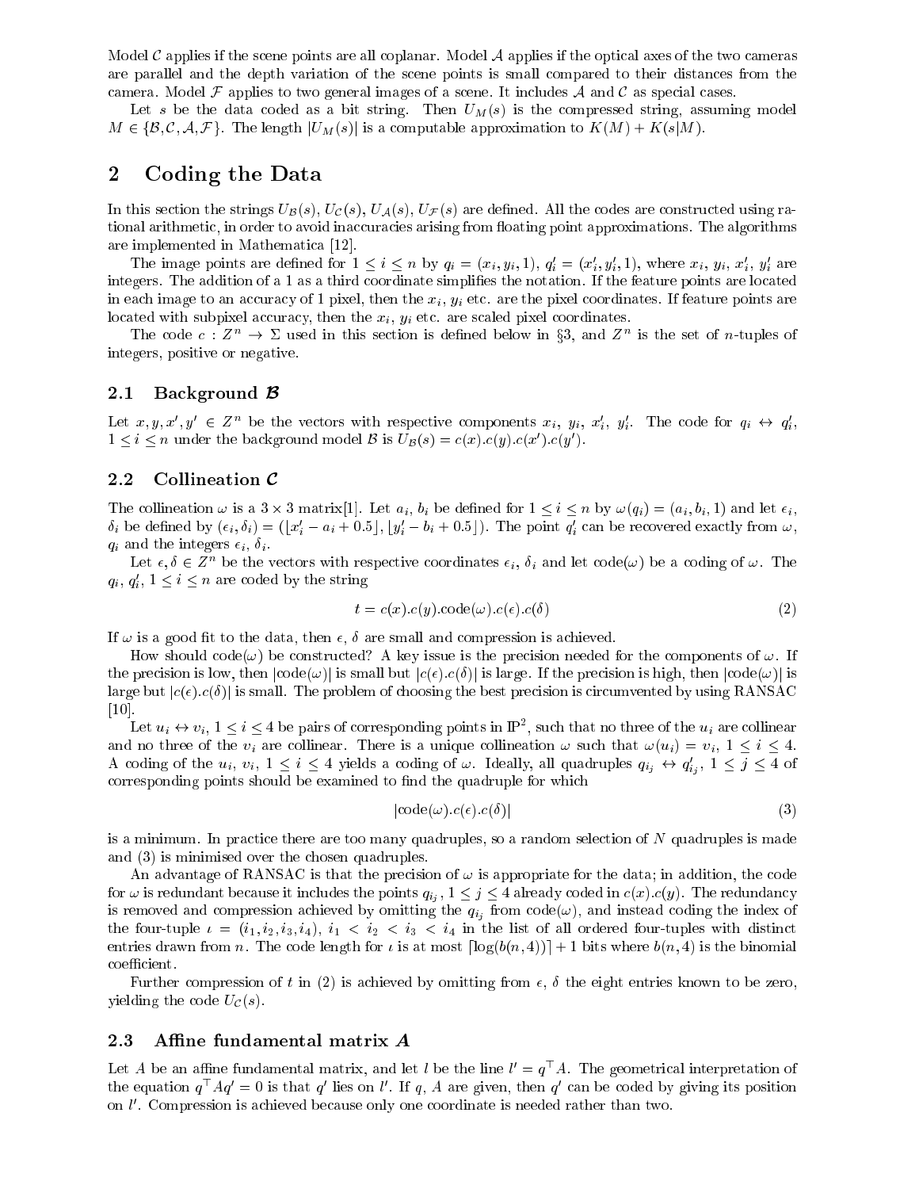Model $\mathcal{C}$ applies if the scene points are all coplanar. Model $\mathcal{A}$ applies if the optical axes of the two cameras are parallel and the depth variation of the scene points is small compared to their distances from the camera. Model $\mathcal{F}$ applies to two general images of a scene. It includes $\mathcal{A}$ and $\mathcal{C}$ as special cases.

Let $s$ be the data coded as a bit string. Then $U_M(s)$ is the compressed string, assuming model $M \in \{\mathcal{B}, \mathcal{C}, \mathcal{A}, \mathcal{F}\}$. The length $|U_M(s)|$ is a computable approximation to $K(M) + K(s|M)$.

## 2 Coding the Data

In this section the strings $U_\mathcal{B}(s)$, $U_\mathcal{C}(s)$, $U_\mathcal{A}(s)$, $U_\mathcal{F}(s)$ are defined. All the codes are constructed using rational arithmetic, in order to avoid inaccuracies arising from floating point approximations. The algorithms are implemented in Mathematica [12].

The image points are defined for $1 \leq i \leq n$ by $q_i = (x_i, y_i, 1)$, $q'_i = (x'_i, y'_i, 1)$, where $x_i$, $y_i$, $x'_i$, $y'_i$ are integers. The addition of a 1 as a third coordinate simplifies the notation. If the feature points are located in each image to an accuracy of 1 pixel, then the $x_i$, $y_i$ etc. are the pixel coordinates. If feature points are located with subpixel accuracy, then the $x_i$, $y_i$ etc. are scaled pixel coordinates.

The code $c : Z^n \to \Sigma$ used in this section is defined below in §3, and $Z^n$ is the set of $n$-tuples of integers, positive or negative.

### 2.1 Background $\mathcal{B}$

Let $x, y, x', y' \in Z^n$ be the vectors with respective components $x_i$, $y_i$, $x'_i$, $y'_i$. The code for $q_i \leftrightarrow q'_i$, $1 \leq i \leq n$ under the background model $\mathcal{B}$ is $U_\mathcal{B}(s) = c(x).c(y).c(x').c(y')$.

### 2.2 Collineation $\mathcal{C}$

The collineation $\omega$ is a $3 \times 3$ matrix[1]. Let $a_i$, $b_i$ be defined for $1 \leq i \leq n$ by $\omega(q_i) = (a_i, b_i, 1)$ and let $\epsilon_i$, $\delta_i$ be defined by $(\epsilon_i, \delta_i) = (\lfloor x'_i - a_i + 0.5 \rfloor, \lfloor y'_i - b_i + 0.5 \rfloor)$. The point $q'_i$ can be recovered exactly from $\omega$, $q_i$ and the integers $\epsilon_i$, $\delta_i$.

Let $\epsilon, \delta \in Z^n$ be the vectors with respective coordinates $\epsilon_i$, $\delta_i$ and let code($\omega$) be a coding of $\omega$. The $q_i$, $q'_i$, $1 \leq i \leq n$ are coded by the string

$$t = c(x).c(y).\text{code}(\omega).c(\epsilon).c(\delta) \tag{2}$$

If $\omega$ is a good fit to the data, then $\epsilon$, $\delta$ are small and compression is achieved.

How should code($\omega$) be constructed? A key issue is the precision needed for the components of $\omega$. If the precision is low, then $|\text{code}(\omega)|$ is small but $|c(\epsilon).c(\delta)|$ is large. If the precision is high, then $|\text{code}(\omega)|$ is large but $|c(\epsilon).c(\delta)|$ is small. The problem of choosing the best precision is circumvented by using RANSAC [10].

Let $u_i \leftrightarrow v_i$, $1 \leq i \leq 4$ be pairs of corresponding points in $\mathbb{P}^2$, such that no three of the $u_i$ are collinear and no three of the $v_i$ are collinear. There is a unique collineation $\omega$ such that $\omega(u_i) = v_i$, $1 \leq i \leq 4$. A coding of the $u_i$, $v_i$, $1 \leq i \leq 4$ yields a coding of $\omega$. Ideally, all quadruples $q_{i_j} \leftrightarrow q'_{i_j}$, $1 \leq j \leq 4$ of corresponding points should be examined to find the quadruple for which

$$|\text{code}(\omega).c(\epsilon).c(\delta)| \tag{3}$$

is a minimum. In practice there are too many quadruples, so a random selection of $N$ quadruples is made and (3) is minimised over the chosen quadruples.

An advantage of RANSAC is that the precision of $\omega$ is appropriate for the data; in addition, the code for $\omega$ is redundant because it includes the points $q_{i_j}$, $1 \leq j \leq 4$ already coded in $c(x).c(y)$. The redundancy is removed and compression achieved by omitting the $q_{i_j}$ from code($\omega$), and instead coding the index of the four-tuple $\iota = (i_1, i_2, i_3, i_4)$, $i_1 < i_2 < i_3 < i_4$ in the list of all ordered four-tuples with distinct entries drawn from $n$. The code length for $\iota$ is at most $\lceil \log(b(n, 4)) \rceil + 1$ bits where $b(n, 4)$ is the binomial coefficient.

Further compression of $t$ in (2) is achieved by omitting from $\epsilon$, $\delta$ the eight entries known to be zero, yielding the code $U_\mathcal{C}(s)$.

### 2.3 Affine fundamental matrix $A$

Let $A$ be an affine fundamental matrix, and let $l$ be the line $l' = q^\top A$. The geometrical interpretation of the equation $q^\top A q' = 0$ is that $q'$ lies on $l'$. If $q$, $A$ are given, then $q'$ can be coded by giving its position on $l'$. Compression is achieved because only one coordinate is needed rather than two.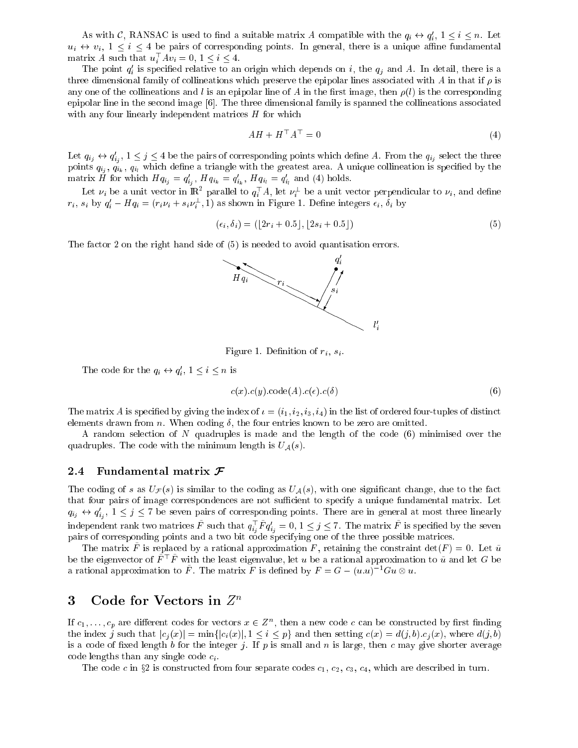As with $\mathcal{C}$, RANSAC is used to find a suitable matrix $A$ compatible with the $q_i \leftrightarrow q'_i$, $1 \leq i \leq n$. Let $u_i \leftrightarrow v_i$, $1 \leq i \leq 4$ be pairs of corresponding points. In general, there is a unique affine fundamental matrix $A$ such that $u_i^\top A v_i = 0$, $1 \leq i \leq 4$.

The point $q'_i$ is specified relative to an origin which depends on $i$, the $q_j$ and $A$. In detail, there is a three dimensional family of collineations which preserve the epipolar lines associated with $A$ in that if $\rho$ is any one of the collineations and $l$ is an epipolar line of $A$ in the first image, then $\rho(l)$ is the corresponding epipolar line in the second image [6]. The three dimensional family is spanned the collineations associated with any four linearly independent matrices $H$ for which

$$AH + H^\top A^\top = 0 \tag{4}$$

Let $q_{i_j} \leftrightarrow q'_{i_j}$, $1 \leq j \leq 4$ be the pairs of corresponding points which define $A$. From the $q_{i_j}$ select the three points $q_{i_j}$, $q_{i_k}$, $q_{i_l}$ which define a triangle with the greatest area. A unique collineation is specified by the matrix $H$ for which $Hq_{i_j} = q'_{i_j}$, $Hq_{i_k} = q'_{i_k}$, $Hq_{i_l} = q'_{i_l}$ and (4) holds.

Let $\nu_i$ be a unit vector in $\mathbb{R}^2$ parallel to $q_i^\top A$, let $\nu_i^\perp$ be a unit vector perpendicular to $\nu_i$, and define $r_i$, $s_i$ by $q'_i - Hq_i = (r_i \nu_i + s_i \nu_i^\perp, 1)$ as shown in Figure 1. Define integers $\epsilon_i$, $\delta_i$ by

$$(\epsilon_i, \delta_i) = (\lfloor 2r_i + 0.5 \rfloor, \lfloor 2s_i + 0.5 \rfloor) \tag{5}$$

The factor 2 on the right hand side of (5) is needed to avoid quantisation errors.

$q'_i$

$Hq_i$

$r_i$

$s_i$

$l'_i$

Figure 1. Definition of $r_i$, $s_i$.

The code for the $q_i \leftrightarrow q'_i$, $1 \leq i \leq n$ is

$$c(x).c(y).\text{code}(A).c(\epsilon).c(\delta) \tag{6}$$

The matrix $A$ is specified by giving the index of $\iota = (i_1, i_2, i_3, i_4)$ in the list of ordered four-tuples of distinct elements drawn from $n$. When coding $\delta$, the four entries known to be zero are omitted.

A random selection of $N$ quadruples is made and the length of the code (6) minimised over the quadruples. The code with the minimum length is $U_{\mathcal{A}}(s)$.

### 2.4 Fundamental matrix $\mathcal{F}$

The coding of $s$ as $U_{\mathcal{F}}(s)$ is similar to the coding as $U_{\mathcal{A}}(s)$, with one significant change, due to the fact that four pairs of image correspondences are not sufficient to specify a unique fundamental matrix. Let $q_{i_j} \leftrightarrow q'_{i_j}$, $1 \leq j \leq 7$ be seven pairs of corresponding points. There are in general at most three linearly independent rank two matrices $\bar{F}$ such that $q_{i_j}^\top \bar{F} q'_{i_j} = 0$, $1 \leq j \leq 7$. The matrix $\bar{F}$ is specified by the seven pairs of corresponding points and a two bit code specifying one of the three possible matrices.

The matrix $\bar{F}$ is replaced by a rational approximation $F$, retaining the constraint $\det(F) = 0$. Let $\bar{u}$ be the eigenvector of $\bar{F}^\top \bar{F}$ with the least eigenvalue, let $u$ be a rational approximation to $\bar{u}$ and let $G$ be a rational approximation to $\bar{F}$. The matrix $F$ is defined by $F = G - (u.u)^{-1} Gu \otimes u$.

## 3 Code for Vectors in $Z^n$

If $c_1, \ldots, c_p$ are different codes for vectors $x \in Z^n$, then a new code $c$ can be constructed by first finding the index $j$ such that $|c_j(x)| = \min\{|c_i(x)|, 1 \leq i \leq p\}$ and then setting $c(x) = d(j, b).c_j(x)$, where $d(j, b)$ is a code of fixed length $b$ for the integer $j$. If $p$ is small and $n$ is large, then $c$ may give shorter average code lengths than any single code $c_i$.

The code $c$ in §2 is constructed from four separate codes $c_1$, $c_2$, $c_3$, $c_4$, which are described in turn.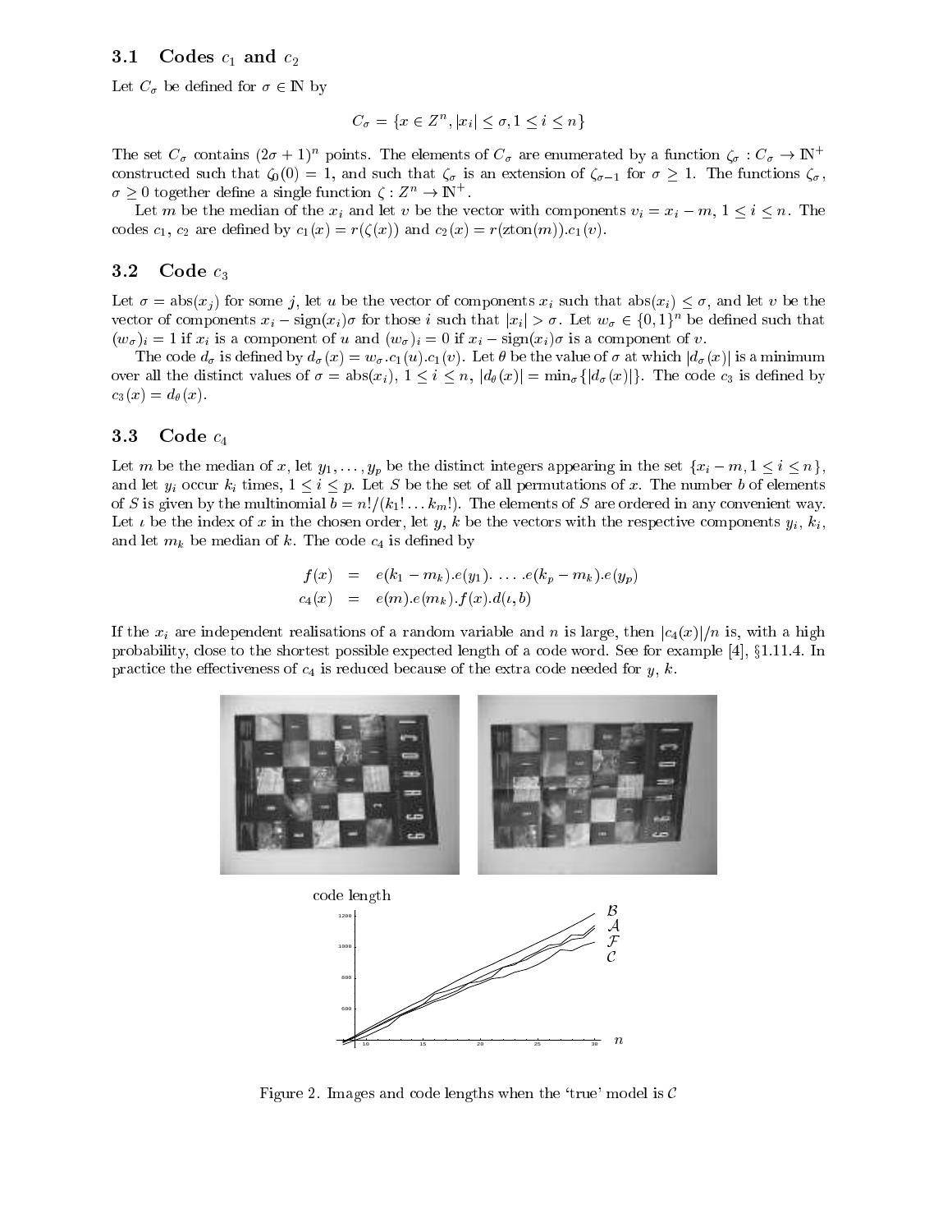### 3.1 Codes $c_1$ and $c_2$

Let $C_\sigma$ be defined for $\sigma \in \mathbb{N}$ by

$$C_\sigma = \{x \in Z^n, |x_i| \le \sigma, 1 \le i \le n\}$$

The set $C_\sigma$ contains $(2\sigma+1)^n$ points. The elements of $C_\sigma$ are enumerated by a function $\zeta_\sigma : C_\sigma \to \mathbb{N}^+$ constructed such that $\zeta_0(0) = 1$, and such that $\zeta_\sigma$ is an extension of $\zeta_{\sigma-1}$ for $\sigma \ge 1$. The functions $\zeta_\sigma$, $\sigma \ge 0$ together define a single function $\zeta : Z^n \to \mathbb{N}^+$.

Let $m$ be the median of the $x_i$ and let $v$ be the vector with components $v_i = x_i - m$, $1 \le i \le n$. The codes $c_1$, $c_2$ are defined by $c_1(x) = r(\zeta(x))$ and $c_2(x) = r(\mathrm{zton}(m)).c_1(v)$.

### 3.2 Code $c_3$

Let $\sigma = \mathrm{abs}(x_j)$ for some $j$, let $u$ be the vector of components $x_i$ such that $\mathrm{abs}(x_i) \le \sigma$, and let $v$ be the vector of components $x_i - \mathrm{sign}(x_i)\sigma$ for those $i$ such that $|x_i| > \sigma$. Let $w_\sigma \in \{0,1\}^n$ be defined such that $(w_\sigma)_i = 1$ if $x_i$ is a component of $u$ and $(w_\sigma)_i = 0$ if $x_i - \mathrm{sign}(x_i)\sigma$ is a component of $v$.

The code $d_\sigma$ is defined by $d_\sigma(x) = w_\sigma.c_1(u).c_1(v)$. Let $\theta$ be the value of $\sigma$ at which $|d_\sigma(x)|$ is a minimum over all the distinct values of $\sigma = \mathrm{abs}(x_i)$, $1 \le i \le n$, $|d_\theta(x)| = \min_\sigma\{|d_\sigma(x)|\}$. The code $c_3$ is defined by $c_3(x) = d_\theta(x)$.

### 3.3 Code $c_4$

Let $m$ be the median of $x$, let $y_1, \ldots, y_p$ be the distinct integers appearing in the set $\{x_i - m, 1 \le i \le n\}$, and let $y_i$ occur $k_i$ times, $1 \le i \le p$. Let $S$ be the set of all permutations of $x$. The number $b$ of elements of $S$ is given by the multinomial $b = n!/(k_1! \ldots k_m!)$. The elements of $S$ are ordered in any convenient way. Let $\iota$ be the index of $x$ in the chosen order, let $y$, $k$ be the vectors with the respective components $y_i$, $k_i$, and let $m_k$ be median of $k$. The code $c_4$ is defined by

$$\begin{aligned} f(x) &= e(k_1 - m_k).e(y_1). \ldots .e(k_p - m_k).e(y_p) \\ c_4(x) &= e(m).e(m_k).f(x).d(\iota, b) \end{aligned}$$

If the $x_i$ are independent realisations of a random variable and $n$ is large, then $|c_4(x)|/n$ is, with a high probability, close to the shortest possible expected length of a code word. See for example [4], §1.11.4. In practice the effectiveness of $c_4$ is reduced because of the extra code needed for $y$, $k$.

Figure 2. Images and code lengths when the 'true' model is $\mathcal{C}$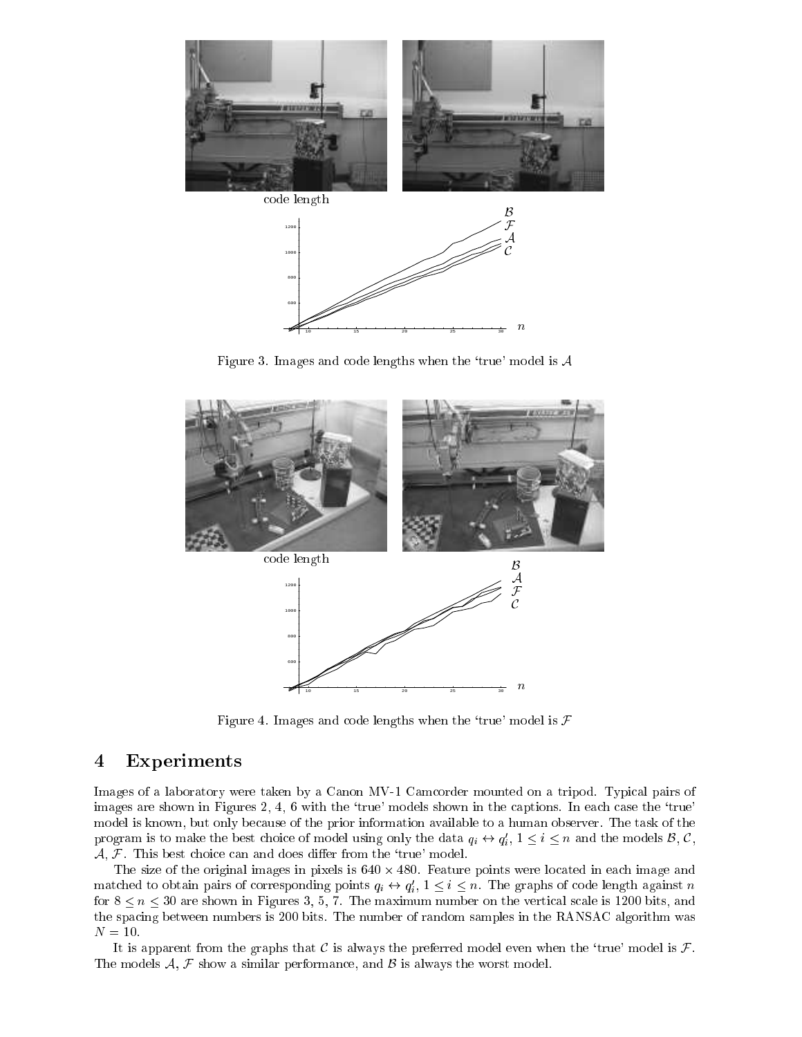code length

$\mathcal{B}$
$\mathcal{F}$
$\mathcal{A}$
$\mathcal{C}$

1200
1000
800
600

10 15 20 25 30 $n$

Figure 3. Images and code lengths when the 'true' model is $\mathcal{A}$

code length

$\mathcal{B}$
$\mathcal{A}$
$\mathcal{F}$
$\mathcal{C}$

1200
1000
800
600

10 15 20 25 30 $n$

Figure 4. Images and code lengths when the 'true' model is $\mathcal{F}$

# 4 Experiments

Images of a laboratory were taken by a Canon MV-1 Camcorder mounted on a tripod. Typical pairs of images are shown in Figures 2, 4, 6 with the 'true' models shown in the captions. In each case the 'true' model is known, but only because of the prior information available to a human observer. The task of the program is to make the best choice of model using only the data $q_i \leftrightarrow q'_i$, $1 \leq i \leq n$ and the models $\mathcal{B}$, $\mathcal{C}$, $\mathcal{A}$, $\mathcal{F}$. This best choice can and does differ from the 'true' model.

The size of the original images in pixels is $640 \times 480$. Feature points were located in each image and matched to obtain pairs of corresponding points $q_i \leftrightarrow q'_i$, $1 \leq i \leq n$. The graphs of code length against $n$ for $8 \leq n \leq 30$ are shown in Figures 3, 5, 7. The maximum number on the vertical scale is 1200 bits, and the spacing between numbers is 200 bits. The number of random samples in the RANSAC algorithm was $N = 10$.

It is apparent from the graphs that $\mathcal{C}$ is always the preferred model even when the 'true' model is $\mathcal{F}$. The models $\mathcal{A}$, $\mathcal{F}$ show a similar performance, and $\mathcal{B}$ is always the worst model.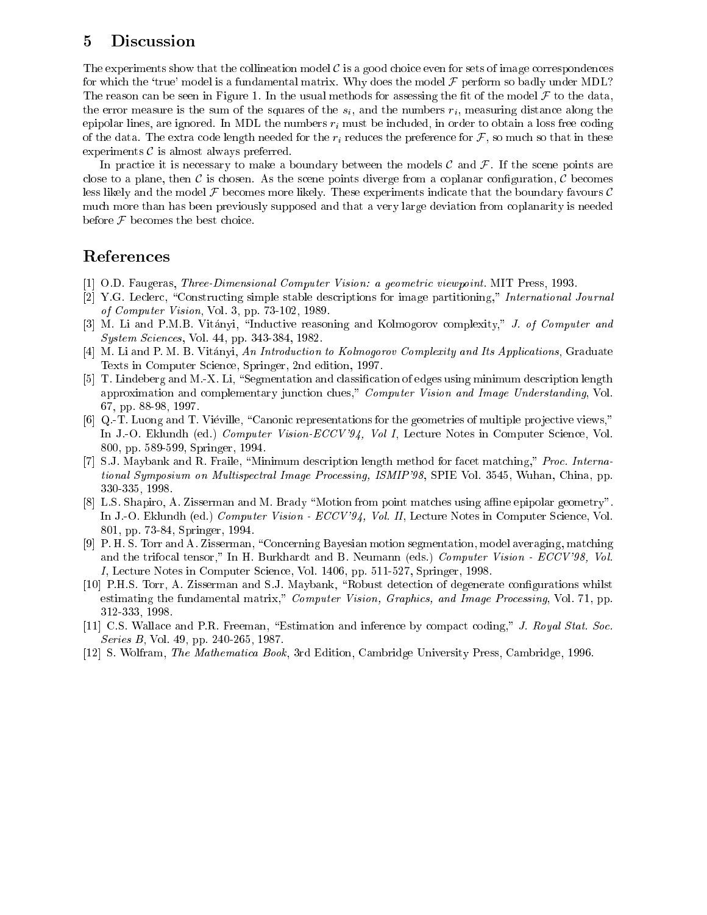## 5 Discussion

The experiments show that the collineation model $\mathcal{C}$ is a good choice even for sets of image correspondences for which the 'true' model is a fundamental matrix. Why does the model $\mathcal{F}$ perform so badly under MDL? The reason can be seen in Figure 1. In the usual methods for assessing the fit of the model $\mathcal{F}$ to the data, the error measure is the sum of the squares of the $s_i$, and the numbers $r_i$, measuring distance along the epipolar lines, are ignored. In MDL the numbers $r_i$ must be included, in order to obtain a loss free coding of the data. The extra code length needed for the $r_i$ reduces the preference for $\mathcal{F}$, so much so that in these experiments $\mathcal{C}$ is almost always preferred.

In practice it is necessary to make a boundary between the models $\mathcal{C}$ and $\mathcal{F}$. If the scene points are close to a plane, then $\mathcal{C}$ is chosen. As the scene points diverge from a coplanar configuration, $\mathcal{C}$ becomes less likely and the model $\mathcal{F}$ becomes more likely. These experiments indicate that the boundary favours $\mathcal{C}$ much more than has been previously supposed and that a very large deviation from coplanarity is needed before $\mathcal{F}$ becomes the best choice.

## References

[1] O.D. Faugeras, *Three-Dimensional Computer Vision: a geometric viewpoint*. MIT Press, 1993.

[2] Y.G. Leclerc, "Constructing simple stable descriptions for image partitioning," *International Journal of Computer Vision*, Vol. 3, pp. 73-102, 1989.

[3] M. Li and P.M.B. Vitányi, "Inductive reasoning and Kolmogorov complexity," *J. of Computer and System Sciences*, Vol. 44, pp. 343-384, 1982.

[4] M. Li and P. M. B. Vitányi, *An Introduction to Kolmogorov Complexity and Its Applications*, Graduate Texts in Computer Science, Springer, 2nd edition, 1997.

[5] T. Lindeberg and M.-X. Li, "Segmentation and classification of edges using minimum description length approximation and complementary junction clues," *Computer Vision and Image Understanding*, Vol. 67, pp. 88-98, 1997.

[6] Q.-T. Luong and T. Viéville, "Canonic representations for the geometries of multiple projective views," In J.-O. Eklundh (ed.) *Computer Vision-ECCV'94, Vol I*, Lecture Notes in Computer Science, Vol. 800, pp. 589-599, Springer, 1994.

[7] S.J. Maybank and R. Fraile, "Minimum description length method for facet matching," *Proc. International Symposium on Multispectral Image Processing, ISMIP'98*, SPIE Vol. 3545, Wuhan, China, pp. 330-335, 1998.

[8] L.S. Shapiro, A. Zisserman and M. Brady "Motion from point matches using affine epipolar geometry". In J.-O. Eklundh (ed.) *Computer Vision - ECCV'94, Vol. II*, Lecture Notes in Computer Science, Vol. 801, pp. 73-84, Springer, 1994.

[9] P. H. S. Torr and A. Zisserman, "Concerning Bayesian motion segmentation, model averaging, matching and the trifocal tensor," In H. Burkhardt and B. Neumann (eds.) *Computer Vision - ECCV'98, Vol. I*, Lecture Notes in Computer Science, Vol. 1406, pp. 511-527, Springer, 1998.

[10] P.H.S. Torr, A. Zisserman and S.J. Maybank, "Robust detection of degenerate configurations whilst estimating the fundamental matrix," *Computer Vision, Graphics, and Image Processing*, Vol. 71, pp. 312-333, 1998.

[11] C.S. Wallace and P.R. Freeman, "Estimation and inference by compact coding," *J. Royal Stat. Soc. Series B*, Vol. 49, pp. 240-265, 1987.

[12] S. Wolfram, *The Mathematica Book*, 3rd Edition, Cambridge University Press, Cambridge, 1996.